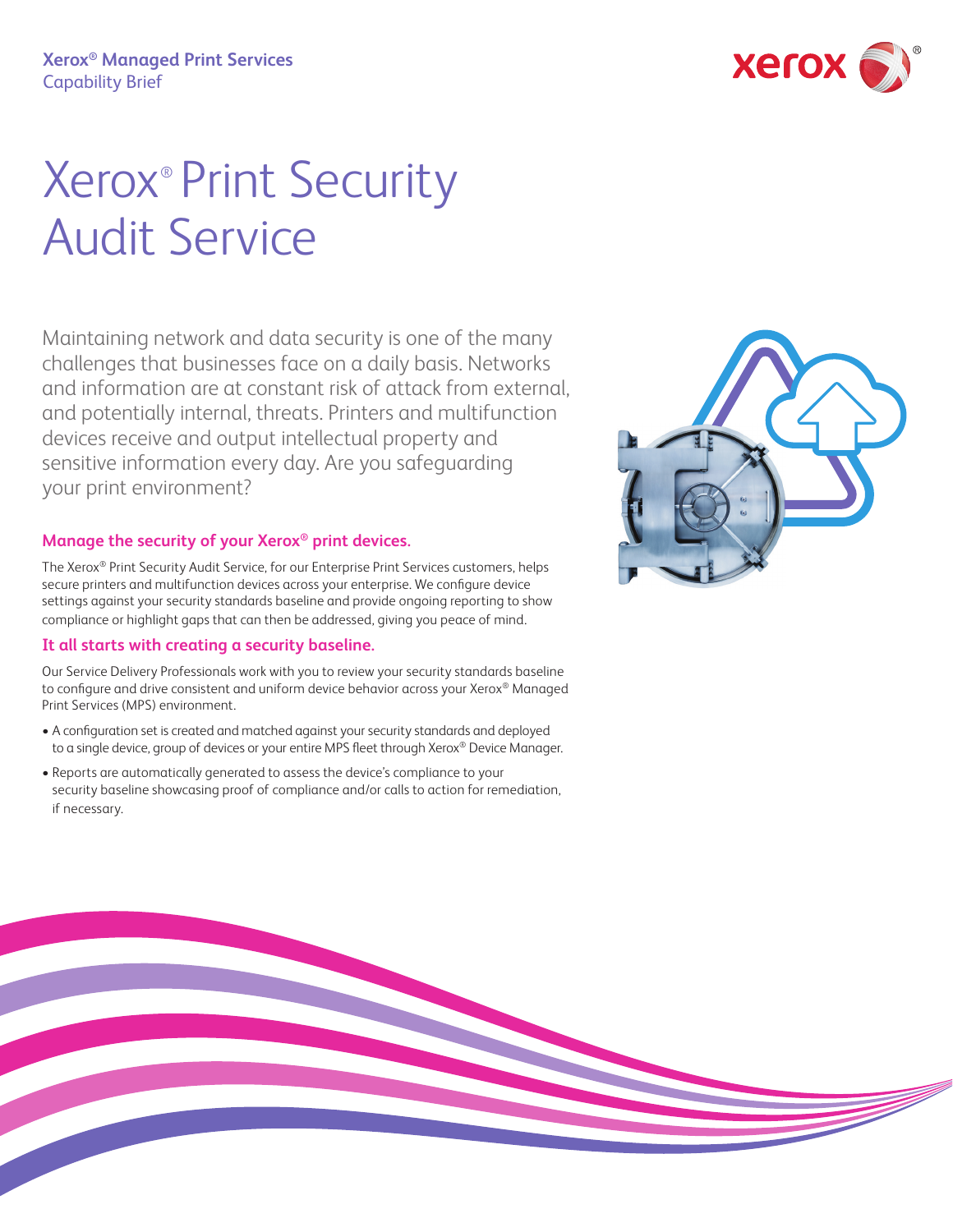**Xerox® Managed Print Services**
Capability Brief

# Xerox® Print Security Audit Service

Maintaining network and data security is one of the many challenges that businesses face on a daily basis. Networks and information are at constant risk of attack from external, and potentially internal, threats. Printers and multifunction devices receive and output intellectual property and sensitive information every day. Are you safeguarding your print environment?

## Manage the security of your Xerox® print devices.

The Xerox® Print Security Audit Service, for our Enterprise Print Services customers, helps secure printers and multifunction devices across your enterprise. We configure device settings against your security standards baseline and provide ongoing reporting to show compliance or highlight gaps that can then be addressed, giving you peace of mind.

## It all starts with creating a security baseline.

Our Service Delivery Professionals work with you to review your security standards baseline to configure and drive consistent and uniform device behavior across your Xerox® Managed Print Services (MPS) environment.

- A configuration set is created and matched against your security standards and deployed to a single device, group of devices or your entire MPS fleet through Xerox® Device Manager.
- Reports are automatically generated to assess the device's compliance to your security baseline showcasing proof of compliance and/or calls to action for remediation, if necessary.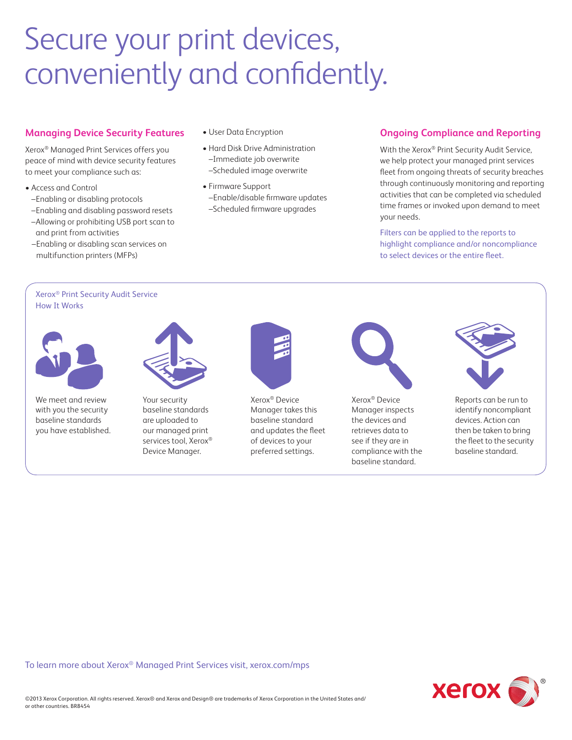# Secure your print devices, conveniently and confidently.

## Managing Device Security Features

Xerox® Managed Print Services offers you peace of mind with device security features to meet your compliance such as:

- Access and Control
  - –Enabling or disabling protocols
  - –Enabling and disabling password resets
  - –Allowing or prohibiting USB port scan to and print from activities
  - –Enabling or disabling scan services on multifunction printers (MFPs)
- User Data Encryption
- Hard Disk Drive Administration
  - –Immediate job overwrite
  - –Scheduled image overwrite
- Firmware Support
  - –Enable/disable firmware updates
  - –Scheduled firmware upgrades

## Ongoing Compliance and Reporting

With the Xerox® Print Security Audit Service, we help protect your managed print services fleet from ongoing threats of security breaches through continuously monitoring and reporting activities that can be completed via scheduled time frames or invoked upon demand to meet your needs.

Filters can be applied to the reports to highlight compliance and/or noncompliance to select devices or the entire fleet.

### Xerox® Print Security Audit Service How It Works

We meet and review with you the security baseline standards you have established.

Your security baseline standards are uploaded to our managed print services tool, Xerox® Device Manager.

Xerox® Device Manager takes this baseline standard and updates the fleet of devices to your preferred settings.

Xerox® Device Manager inspects the devices and retrieves data to see if they are in compliance with the baseline standard.

Reports can be run to identify noncompliant devices. Action can then be taken to bring the fleet to the security baseline standard.

To learn more about Xerox® Managed Print Services visit, xerox.com/mps

©2013 Xerox Corporation. All rights reserved. Xerox® and Xerox and Design® are trademarks of Xerox Corporation in the United States and/or other countries. BR8454